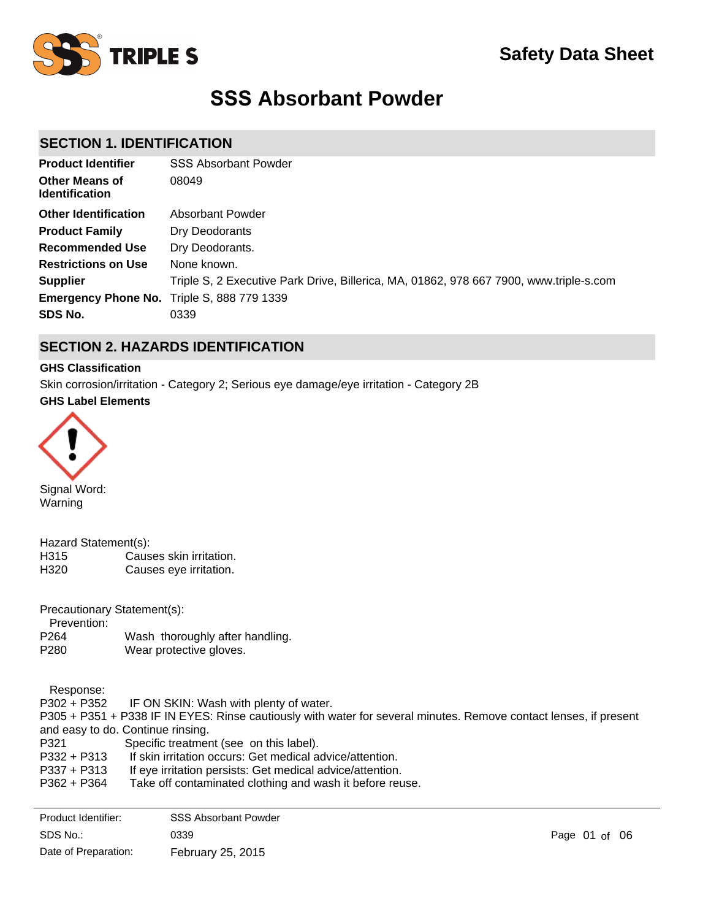Safety Data Sheet

# SSS Absorbant Powder

## SECTION 1. IDENTIFICATION

| | |
|---|---|
| **Product Identifier** | SSS Absorbant Powder |
| **Other Means of Identification** | 08049 |
| **Other Identification** | Absorbant Powder |
| **Product Family** | Dry Deodorants |
| **Recommended Use** | Dry Deodorants. |
| **Restrictions on Use** | None known. |
| **Supplier** | Triple S, 2 Executive Park Drive, Billerica, MA, 01862, 978 667 7900, www.triple-s.com |
| **Emergency Phone No.** | Triple S, 888 779 1339 |
| **SDS No.** | 0339 |

## SECTION 2. HAZARDS IDENTIFICATION

**GHS Classification**

Skin corrosion/irritation - Category 2; Serious eye damage/eye irritation - Category 2B

**GHS Label Elements**

Signal Word:
Warning

Hazard Statement(s):

H315 Causes skin irritation.
H320 Causes eye irritation.

Precautionary Statement(s):

Prevention:

P264 Wash thoroughly after handling.
P280 Wear protective gloves.

Response:

P302 + P352 IF ON SKIN: Wash with plenty of water.
P305 + P351 + P338 IF IN EYES: Rinse cautiously with water for several minutes. Remove contact lenses, if present and easy to do. Continue rinsing.
P321 Specific treatment (see on this label).
P332 + P313 If skin irritation occurs: Get medical advice/attention.
P337 + P313 If eye irritation persists: Get medical advice/attention.
P362 + P364 Take off contaminated clothing and wash it before reuse.

Product Identifier: SSS Absorbant Powder
SDS No.: 0339
Date of Preparation: February 25, 2015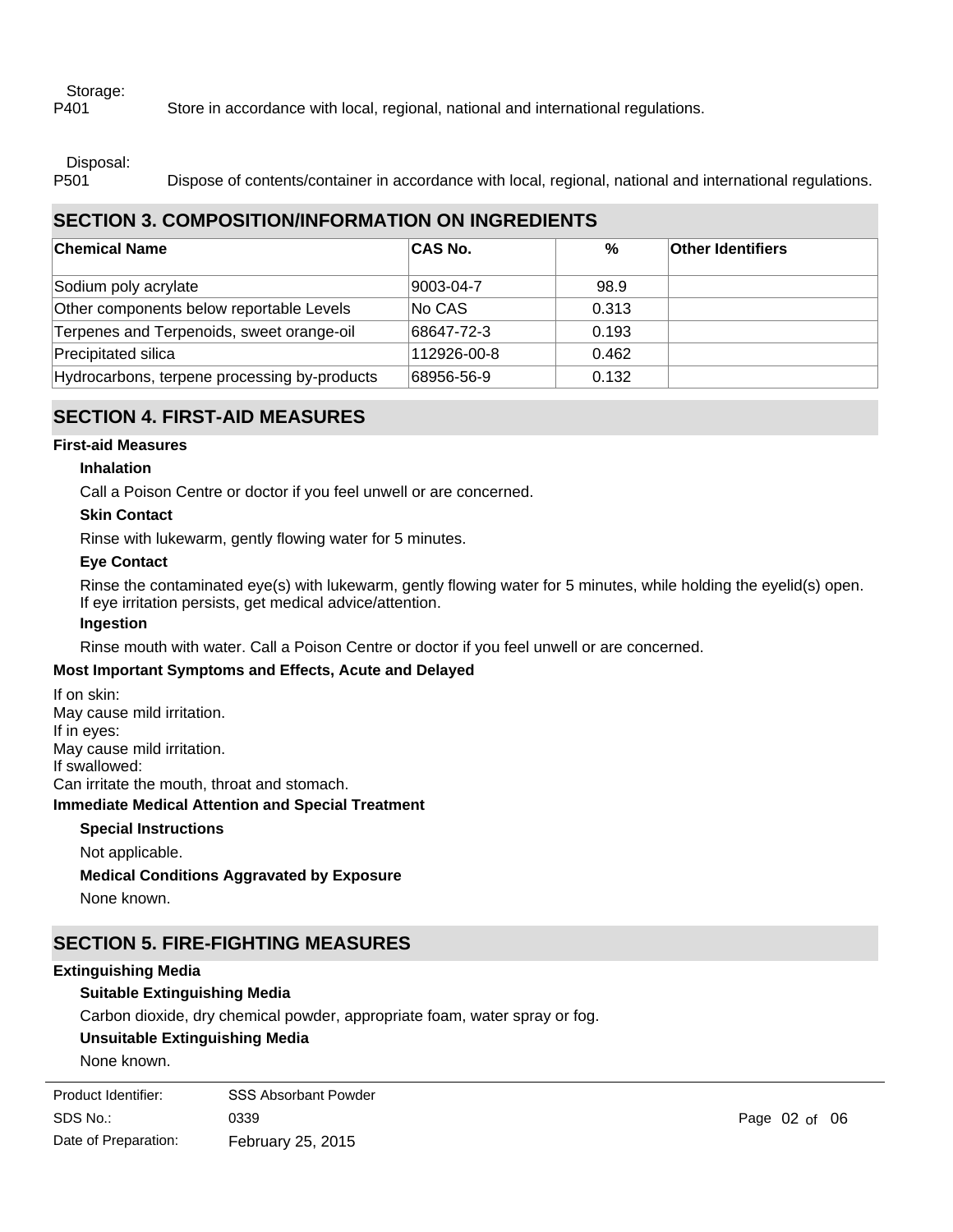Storage:

P401 Store in accordance with local, regional, national and international regulations.

Disposal:

P501 Dispose of contents/container in accordance with local, regional, national and international regulations.

## SECTION 3. COMPOSITION/INFORMATION ON INGREDIENTS

| Chemical Name | CAS No. | % | Other Identifiers |
|---|---|---|---|
| Sodium poly acrylate | 9003-04-7 | 98.9 | |
| Other components below reportable Levels | No CAS | 0.313 | |
| Terpenes and Terpenoids, sweet orange-oil | 68647-72-3 | 0.193 | |
| Precipitated silica | 112926-00-8 | 0.462 | |
| Hydrocarbons, terpene processing by-products | 68956-56-9 | 0.132 | |

## SECTION 4. FIRST-AID MEASURES

**First-aid Measures**

**Inhalation**

Call a Poison Centre or doctor if you feel unwell or are concerned.

**Skin Contact**

Rinse with lukewarm, gently flowing water for 5 minutes.

**Eye Contact**

Rinse the contaminated eye(s) with lukewarm, gently flowing water for 5 minutes, while holding the eyelid(s) open. If eye irritation persists, get medical advice/attention.

**Ingestion**

Rinse mouth with water. Call a Poison Centre or doctor if you feel unwell or are concerned.

**Most Important Symptoms and Effects, Acute and Delayed**

If on skin:
May cause mild irritation.
If in eyes:
May cause mild irritation.
If swallowed:
Can irritate the mouth, throat and stomach.

**Immediate Medical Attention and Special Treatment**

**Special Instructions**

Not applicable.

**Medical Conditions Aggravated by Exposure**

None known.

## SECTION 5. FIRE-FIGHTING MEASURES

**Extinguishing Media**

**Suitable Extinguishing Media**

Carbon dioxide, dry chemical powder, appropriate foam, water spray or fog.

**Unsuitable Extinguishing Media**

None known.

Product Identifier: SSS Absorbant Powder
SDS No.: 0339
Date of Preparation: February 25, 2015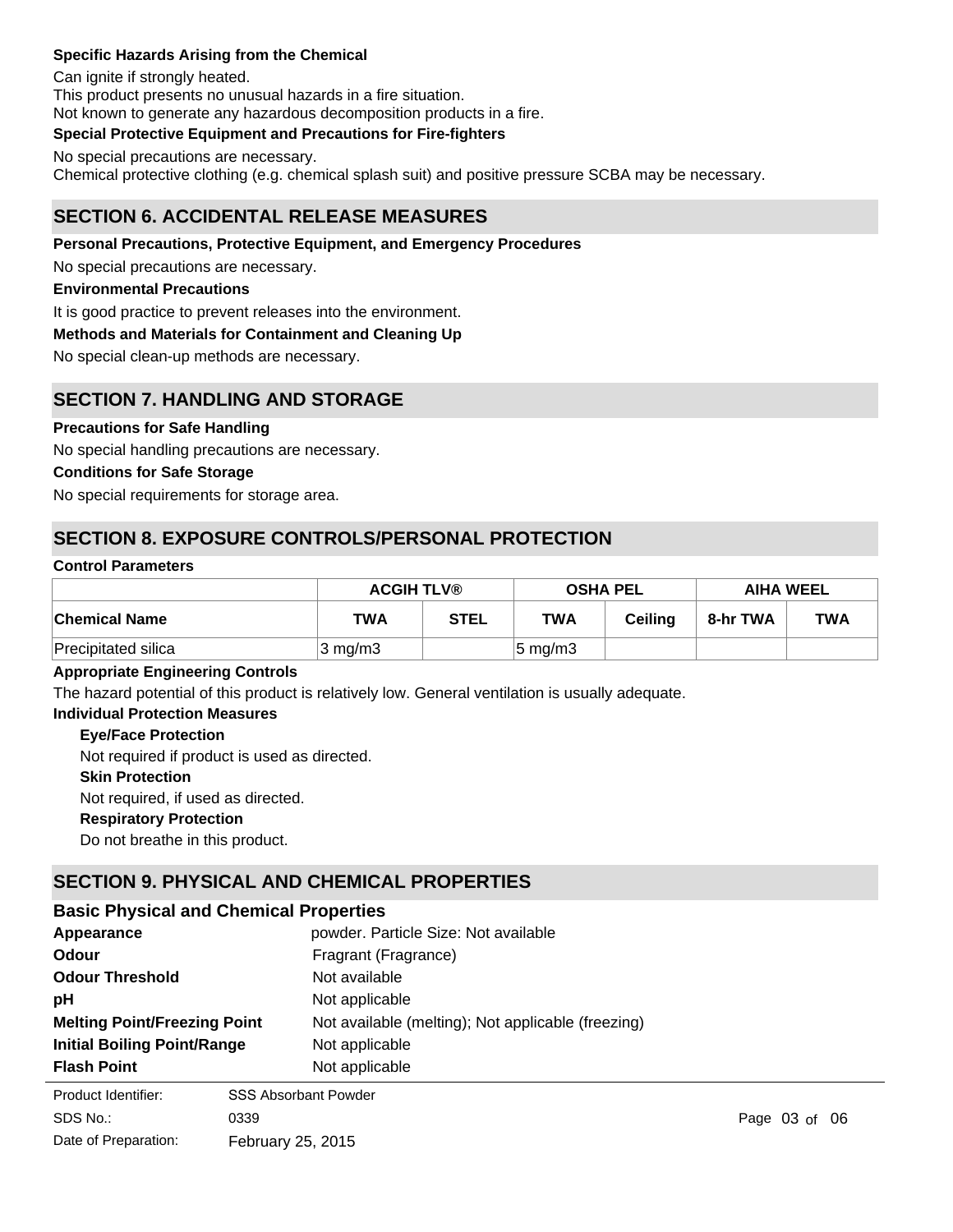**Specific Hazards Arising from the Chemical**

Can ignite if strongly heated.
This product presents no unusual hazards in a fire situation.
Not known to generate any hazardous decomposition products in a fire.

**Special Protective Equipment and Precautions for Fire-fighters**

No special precautions are necessary.
Chemical protective clothing (e.g. chemical splash suit) and positive pressure SCBA may be necessary.

## SECTION 6. ACCIDENTAL RELEASE MEASURES

**Personal Precautions, Protective Equipment, and Emergency Procedures**

No special precautions are necessary.

**Environmental Precautions**

It is good practice to prevent releases into the environment.

**Methods and Materials for Containment and Cleaning Up**

No special clean-up methods are necessary.

## SECTION 7. HANDLING AND STORAGE

**Precautions for Safe Handling**

No special handling precautions are necessary.

**Conditions for Safe Storage**

No special requirements for storage area.

## SECTION 8. EXPOSURE CONTROLS/PERSONAL PROTECTION

**Control Parameters**

| | ACGIH TLV® | | OSHA PEL | | AIHA WEEL | |
|---|---|---|---|---|---|---|
| **Chemical Name** | **TWA** | **STEL** | **TWA** | **Ceiling** | **8-hr TWA** | **TWA** |
| Precipitated silica | 3 mg/m3 | | 5 mg/m3 | | | |

**Appropriate Engineering Controls**

The hazard potential of this product is relatively low. General ventilation is usually adequate.

**Individual Protection Measures**

**Eye/Face Protection**

Not required if product is used as directed.

**Skin Protection**

Not required, if used as directed.

**Respiratory Protection**

Do not breathe in this product.

## SECTION 9. PHYSICAL AND CHEMICAL PROPERTIES

### Basic Physical and Chemical Properties

| | |
|---|---|
| **Appearance** | powder. Particle Size: Not available |
| **Odour** | Fragrant (Fragrance) |
| **Odour Threshold** | Not available |
| **pH** | Not applicable |
| **Melting Point/Freezing Point** | Not available (melting); Not applicable (freezing) |
| **Initial Boiling Point/Range** | Not applicable |
| **Flash Point** | Not applicable |

Product Identifier: SSS Absorbant Powder
SDS No.: 0339
Date of Preparation: February 25, 2015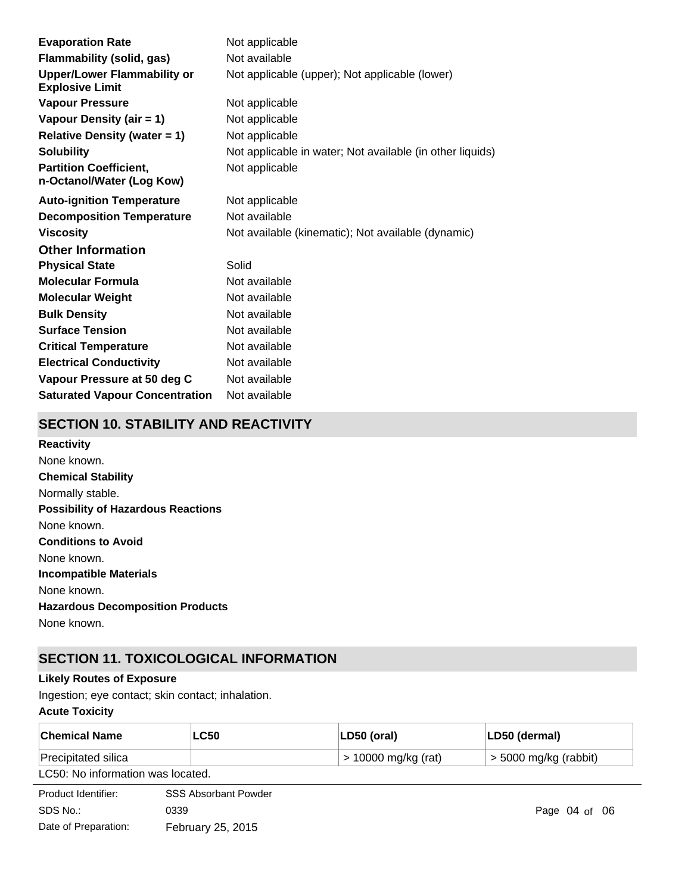| | |
|---|---|
| **Evaporation Rate** | Not applicable |
| **Flammability (solid, gas)** | Not available |
| **Upper/Lower Flammability or Explosive Limit** | Not applicable (upper); Not applicable (lower) |
| **Vapour Pressure** | Not applicable |
| **Vapour Density (air = 1)** | Not applicable |
| **Relative Density (water = 1)** | Not applicable |
| **Solubility** | Not applicable in water; Not available (in other liquids) |
| **Partition Coefficient, n-Octanol/Water (Log Kow)** | Not applicable |
| **Auto-ignition Temperature** | Not applicable |
| **Decomposition Temperature** | Not available |
| **Viscosity** | Not available (kinematic); Not available (dynamic) |

### Other Information

| | |
|---|---|
| **Physical State** | Solid |
| **Molecular Formula** | Not available |
| **Molecular Weight** | Not available |
| **Bulk Density** | Not available |
| **Surface Tension** | Not available |
| **Critical Temperature** | Not available |
| **Electrical Conductivity** | Not available |
| **Vapour Pressure at 50 deg C** | Not available |
| **Saturated Vapour Concentration** | Not available |

## SECTION 10. STABILITY AND REACTIVITY

**Reactivity**

None known.

**Chemical Stability**

Normally stable.

**Possibility of Hazardous Reactions**

None known.

**Conditions to Avoid**

None known.

**Incompatible Materials**

None known.

**Hazardous Decomposition Products**

None known.

## SECTION 11. TOXICOLOGICAL INFORMATION

**Likely Routes of Exposure**

Ingestion; eye contact; skin contact; inhalation.

**Acute Toxicity**

| Chemical Name | LC50 | LD50 (oral) | LD50 (dermal) |
|---|---|---|---|
| Precipitated silica | | > 10000 mg/kg (rat) | > 5000 mg/kg (rabbit) |

LC50: No information was located.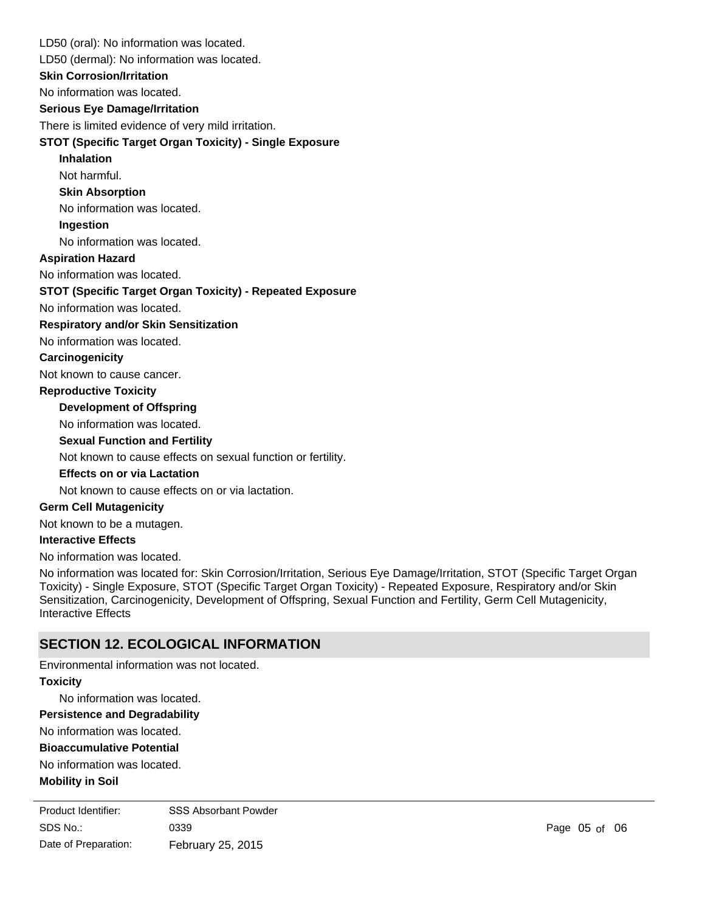LD50 (oral): No information was located.

LD50 (dermal): No information was located.

**Skin Corrosion/Irritation**

No information was located.

**Serious Eye Damage/Irritation**

There is limited evidence of very mild irritation.

**STOT (Specific Target Organ Toxicity) - Single Exposure**

**Inhalation**

Not harmful.

**Skin Absorption**

No information was located.

**Ingestion**

No information was located.

**Aspiration Hazard**

No information was located.

**STOT (Specific Target Organ Toxicity) - Repeated Exposure**

No information was located.

**Respiratory and/or Skin Sensitization**

No information was located.

**Carcinogenicity**

Not known to cause cancer.

**Reproductive Toxicity**

**Development of Offspring**

No information was located.

**Sexual Function and Fertility**

Not known to cause effects on sexual function or fertility.

**Effects on or via Lactation**

Not known to cause effects on or via lactation.

**Germ Cell Mutagenicity**

Not known to be a mutagen.

**Interactive Effects**

No information was located.

No information was located for: Skin Corrosion/Irritation, Serious Eye Damage/Irritation, STOT (Specific Target Organ Toxicity) - Single Exposure, STOT (Specific Target Organ Toxicity) - Repeated Exposure, Respiratory and/or Skin Sensitization, Carcinogenicity, Development of Offspring, Sexual Function and Fertility, Germ Cell Mutagenicity, Interactive Effects

## SECTION 12. ECOLOGICAL INFORMATION

Environmental information was not located.

**Toxicity**

No information was located.

**Persistence and Degradability**

No information was located.

**Bioaccumulative Potential**

No information was located.

**Mobility in Soil**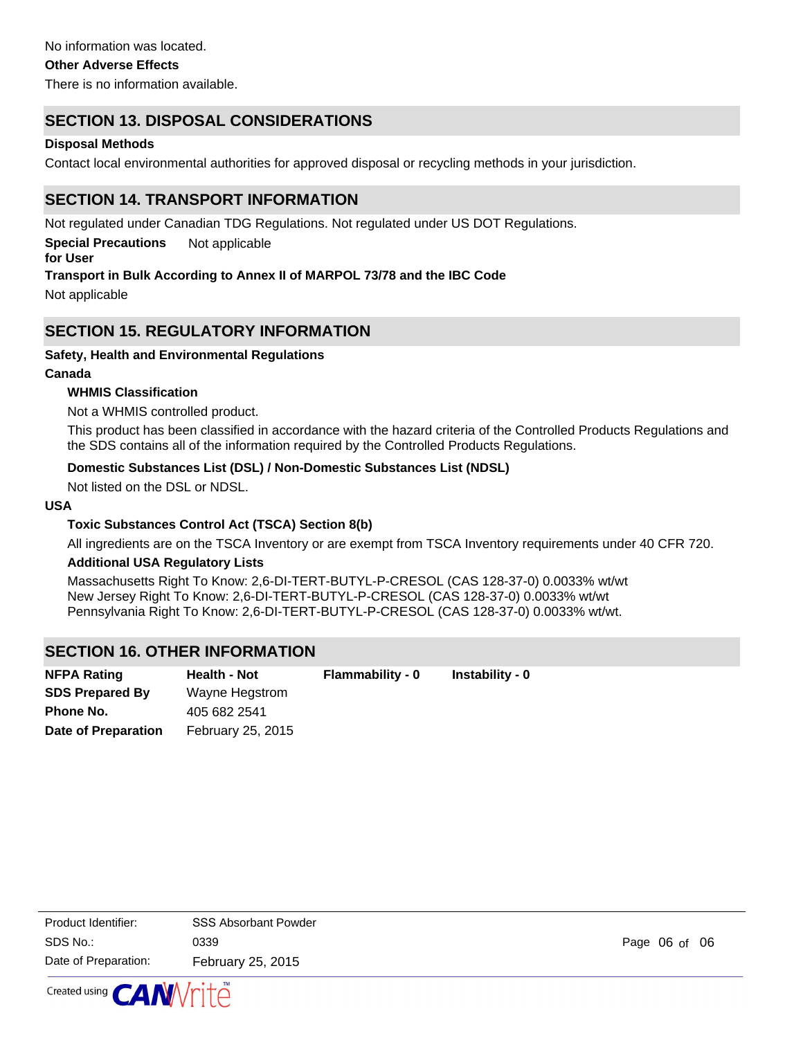No information was located.

**Other Adverse Effects**

There is no information available.

## SECTION 13. DISPOSAL CONSIDERATIONS

**Disposal Methods**

Contact local environmental authorities for approved disposal or recycling methods in your jurisdiction.

## SECTION 14. TRANSPORT INFORMATION

Not regulated under Canadian TDG Regulations. Not regulated under US DOT Regulations.

**Special Precautions for User** Not applicable

**Transport in Bulk According to Annex II of MARPOL 73/78 and the IBC Code**

Not applicable

## SECTION 15. REGULATORY INFORMATION

**Safety, Health and Environmental Regulations**

**Canada**

**WHMIS Classification**

Not a WHMIS controlled product.

This product has been classified in accordance with the hazard criteria of the Controlled Products Regulations and the SDS contains all of the information required by the Controlled Products Regulations.

**Domestic Substances List (DSL) / Non-Domestic Substances List (NDSL)**

Not listed on the DSL or NDSL.

**USA**

**Toxic Substances Control Act (TSCA) Section 8(b)**

All ingredients are on the TSCA Inventory or are exempt from TSCA Inventory requirements under 40 CFR 720.

**Additional USA Regulatory Lists**

Massachusetts Right To Know: 2,6-DI-TERT-BUTYL-P-CRESOL (CAS 128-37-0) 0.0033% wt/wt
New Jersey Right To Know: 2,6-DI-TERT-BUTYL-P-CRESOL (CAS 128-37-0) 0.0033% wt/wt
Pennsylvania Right To Know: 2,6-DI-TERT-BUTYL-P-CRESOL (CAS 128-37-0) 0.0033% wt/wt.

## SECTION 16. OTHER INFORMATION

| | | | |
|---|---|---|---|
| **NFPA Rating** | **Health - Not** | **Flammability - 0** | **Instability - 0** |
| **SDS Prepared By** | Wayne Hegstrom | | |
| **Phone No.** | 405 682 2541 | | |
| **Date of Preparation** | February 25, 2015 | | |